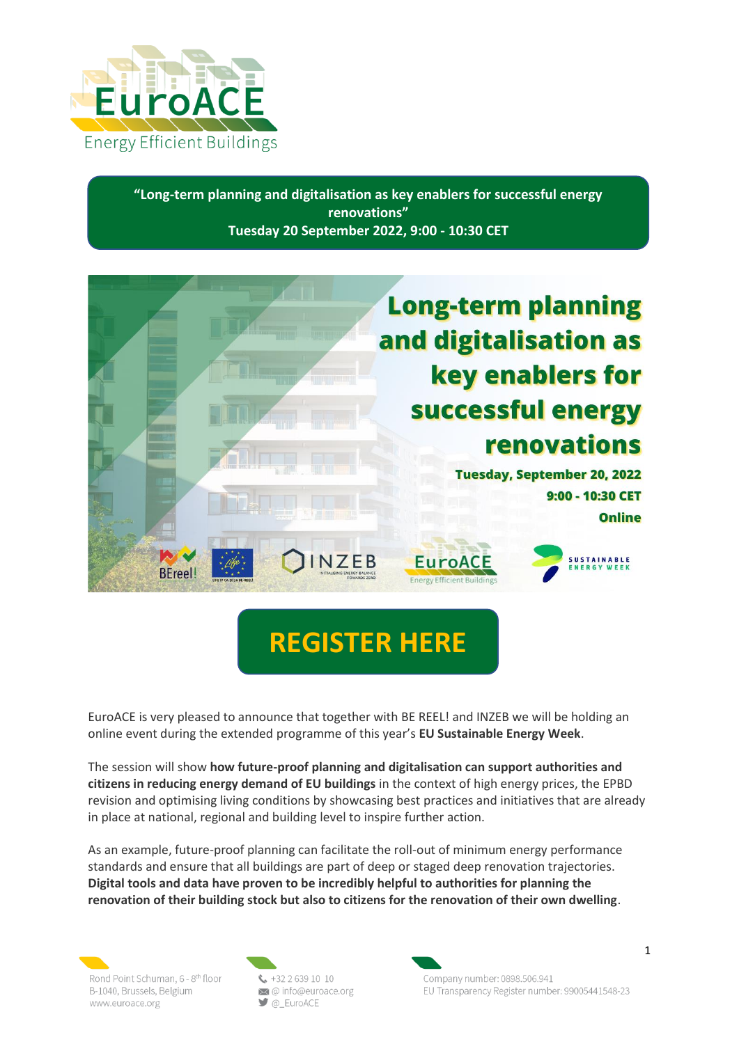**“Long-term planning and digitalisation as key enablers for successful energy renovations”**
**Tuesday 20 September 2022, 9:00 - 10:30 CET**

# Long-term planning and digitalisation as key enablers for successful energy renovations

**Tuesday, September 20, 2022**
**9:00 - 10:30 CET**
**Online**

## REGISTER HERE

EuroACE is very pleased to announce that together with BE REEL! and INZEB we will be holding an online event during the extended programme of this year’s **EU Sustainable Energy Week**.

The session will show **how future-proof planning and digitalisation can support authorities and citizens in reducing energy demand of EU buildings** in the context of high energy prices, the EPBD revision and optimising living conditions by showcasing best practices and initiatives that are already in place at national, regional and building level to inspire further action.

As an example, future-proof planning can facilitate the roll-out of minimum energy performance standards and ensure that all buildings are part of deep or staged deep renovation trajectories. **Digital tools and data have proven to be incredibly helpful to authorities for planning the renovation of their building stock but also to citizens for the renovation of their own dwelling**.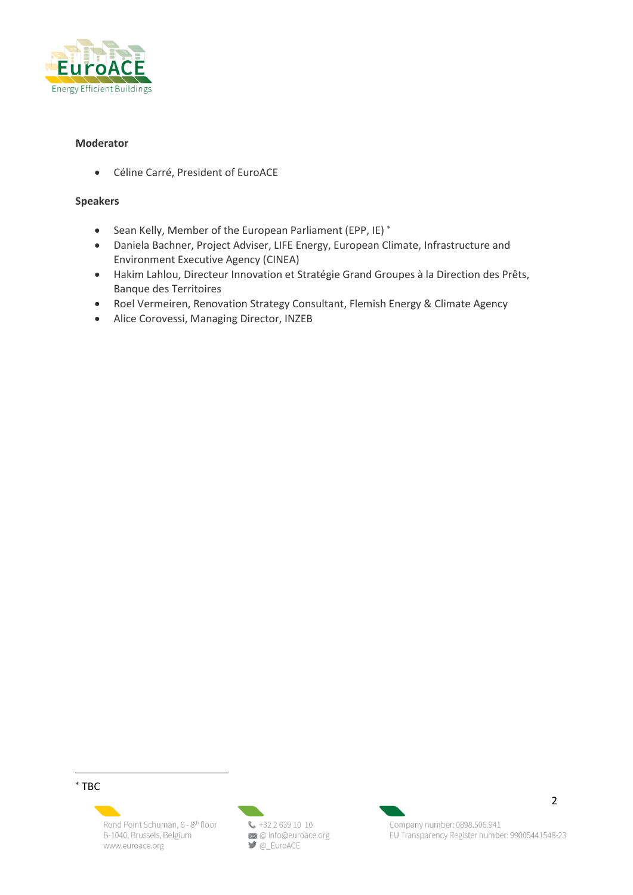**Moderator**

- Céline Carré, President of EuroACE

**Speakers**

- Sean Kelly, Member of the European Parliament (EPP, IE) [*]
- Daniela Bachner, Project Adviser, LIFE Energy, European Climate, Infrastructure and Environment Executive Agency (CINEA)
- Hakim Lahlou, Directeur Innovation et Stratégie Grand Groupes à la Direction des Prêts, Banque des Territoires
- Roel Vermeiren, Renovation Strategy Consultant, Flemish Energy & Climate Agency
- Alice Corovessi, Managing Director, INZEB

---

[*] TBC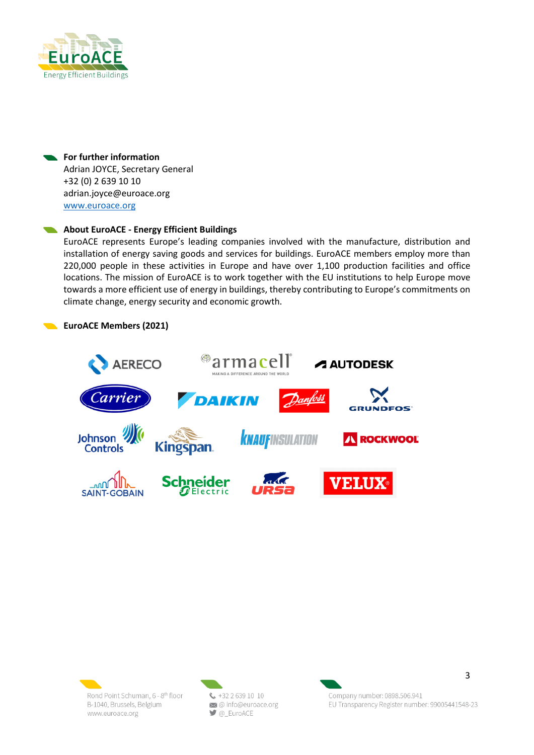**For further information**
Adrian JOYCE, Secretary General
+32 (0) 2 639 10 10
adrian.joyce@euroace.org
[www.euroace.org](http://www.euroace.org)

**About EuroACE - Energy Efficient Buildings**
EuroACE represents Europe's leading companies involved with the manufacture, distribution and installation of energy saving goods and services for buildings. EuroACE members employ more than 220,000 people in these activities in Europe and have over 1,100 production facilities and office locations. The mission of EuroACE is to work together with the EU institutions to help Europe move towards a more efficient use of energy in buildings, thereby contributing to Europe's commitments on climate change, energy security and economic growth.

**EuroACE Members (2021)**

AERECO
armacell
AUTODESK
Carrier
DAIKIN
Danfoss
GRUNDFOS
Johnson Controls
Kingspan
KNAUF INSULATION
ROCKWOOL
SAINT-GOBAIN
Schneider Electric
URSA
VELUX

Rond Point Schuman, 6 - 8th floor
B-1040, Brussels, Belgium
www.euroace.org

+32 2 639 10 10
info@euroace.org
@_EuroACE

Company number: 0898.506.941
EU Transparency Register number: 99005441548-23